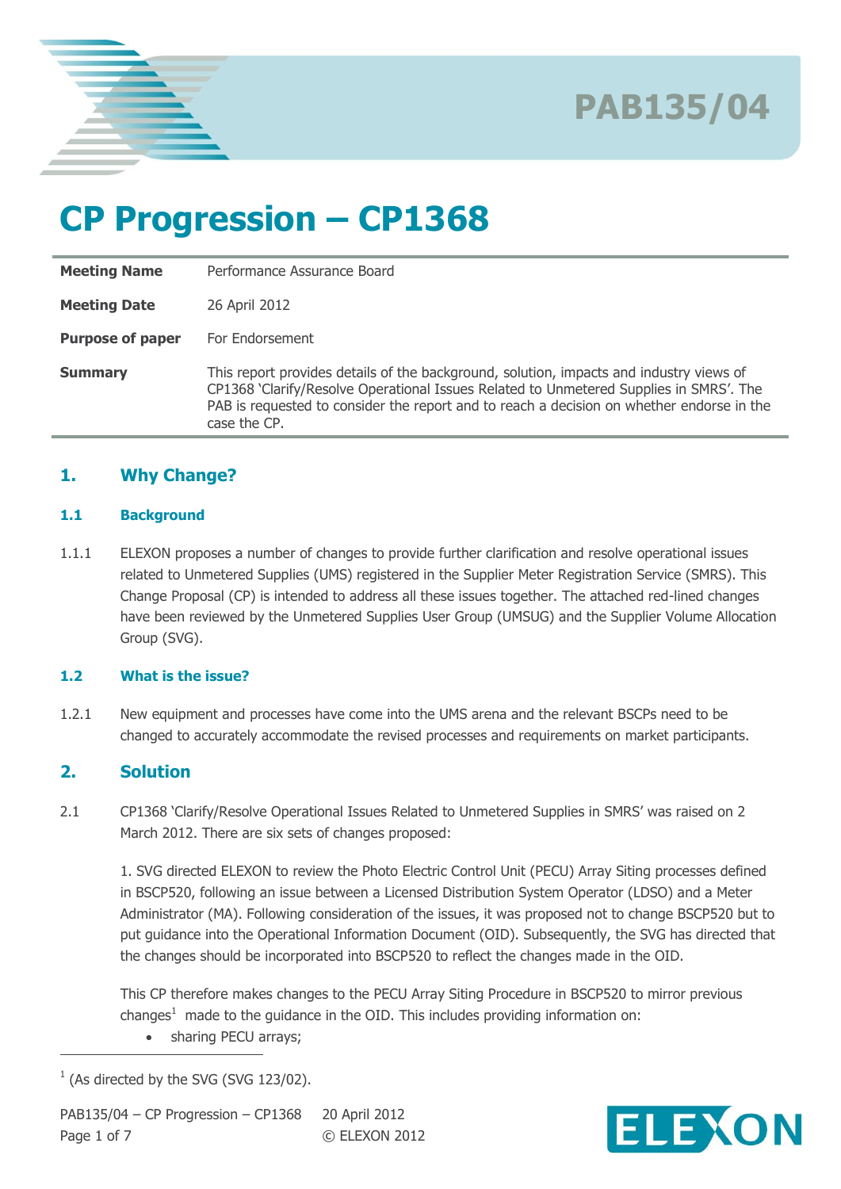PAB135/04

# CP Progression – CP1368

| | |
|---|---|
| **Meeting Name** | Performance Assurance Board |
| **Meeting Date** | 26 April 2012 |
| **Purpose of paper** | For Endorsement |
| **Summary** | This report provides details of the background, solution, impacts and industry views of CP1368 'Clarify/Resolve Operational Issues Related to Unmetered Supplies in SMRS'. The PAB is requested to consider the report and to reach a decision on whether endorse in the case the CP. |

## 1. Why Change?

### 1.1 Background

1.1.1 ELEXON proposes a number of changes to provide further clarification and resolve operational issues related to Unmetered Supplies (UMS) registered in the Supplier Meter Registration Service (SMRS). This Change Proposal (CP) is intended to address all these issues together. The attached red-lined changes have been reviewed by the Unmetered Supplies User Group (UMSUG) and the Supplier Volume Allocation Group (SVG).

### 1.2 What is the issue?

1.2.1 New equipment and processes have come into the UMS arena and the relevant BSCPs need to be changed to accurately accommodate the revised processes and requirements on market participants.

## 2. Solution

2.1 CP1368 'Clarify/Resolve Operational Issues Related to Unmetered Supplies in SMRS' was raised on 2 March 2012. There are six sets of changes proposed:

1. SVG directed ELEXON to review the Photo Electric Control Unit (PECU) Array Siting processes defined in BSCP520, following an issue between a Licensed Distribution System Operator (LDSO) and a Meter Administrator (MA). Following consideration of the issues, it was proposed not to change BSCP520 but to put guidance into the Operational Information Document (OID). Subsequently, the SVG has directed that the changes should be incorporated into BSCP520 to reflect the changes made in the OID.

This CP therefore makes changes to the PECU Array Siting Procedure in BSCP520 to mirror previous changes[1] made to the guidance in the OID. This includes providing information on:

- sharing PECU arrays;

[1] (As directed by the SVG (SVG 123/02).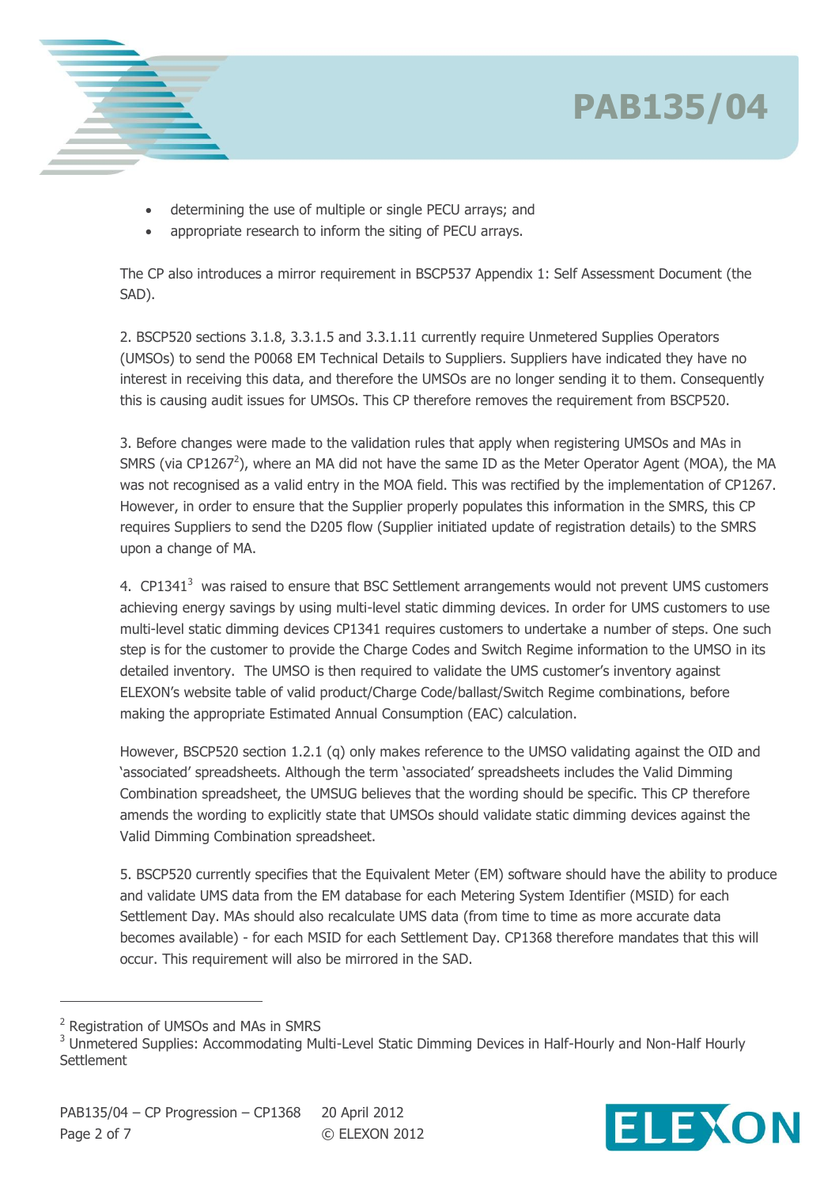- determining the use of multiple or single PECU arrays; and
- appropriate research to inform the siting of PECU arrays.

The CP also introduces a mirror requirement in BSCP537 Appendix 1: Self Assessment Document (the SAD).

2. BSCP520 sections 3.1.8, 3.3.1.5 and 3.3.1.11 currently require Unmetered Supplies Operators (UMSOs) to send the P0068 EM Technical Details to Suppliers. Suppliers have indicated they have no interest in receiving this data, and therefore the UMSOs are no longer sending it to them. Consequently this is causing audit issues for UMSOs. This CP therefore removes the requirement from BSCP520.

3. Before changes were made to the validation rules that apply when registering UMSOs and MAs in SMRS (via CP1267[2]), where an MA did not have the same ID as the Meter Operator Agent (MOA), the MA was not recognised as a valid entry in the MOA field. This was rectified by the implementation of CP1267. However, in order to ensure that the Supplier properly populates this information in the SMRS, this CP requires Suppliers to send the D205 flow (Supplier initiated update of registration details) to the SMRS upon a change of MA.

4. CP1341[3] was raised to ensure that BSC Settlement arrangements would not prevent UMS customers achieving energy savings by using multi-level static dimming devices. In order for UMS customers to use multi-level static dimming devices CP1341 requires customers to undertake a number of steps. One such step is for the customer to provide the Charge Codes and Switch Regime information to the UMSO in its detailed inventory. The UMSO is then required to validate the UMS customer's inventory against ELEXON's website table of valid product/Charge Code/ballast/Switch Regime combinations, before making the appropriate Estimated Annual Consumption (EAC) calculation.

However, BSCP520 section 1.2.1 (q) only makes reference to the UMSO validating against the OID and 'associated' spreadsheets. Although the term 'associated' spreadsheets includes the Valid Dimming Combination spreadsheet, the UMSUG believes that the wording should be specific. This CP therefore amends the wording to explicitly state that UMSOs should validate static dimming devices against the Valid Dimming Combination spreadsheet.

5. BSCP520 currently specifies that the Equivalent Meter (EM) software should have the ability to produce and validate UMS data from the EM database for each Metering System Identifier (MSID) for each Settlement Day. MAs should also recalculate UMS data (from time to time as more accurate data becomes available) - for each MSID for each Settlement Day. CP1368 therefore mandates that this will occur. This requirement will also be mirrored in the SAD.

---

[2] Registration of UMSOs and MAs in SMRS

[3] Unmetered Supplies: Accommodating Multi-Level Static Dimming Devices in Half-Hourly and Non-Half Hourly Settlement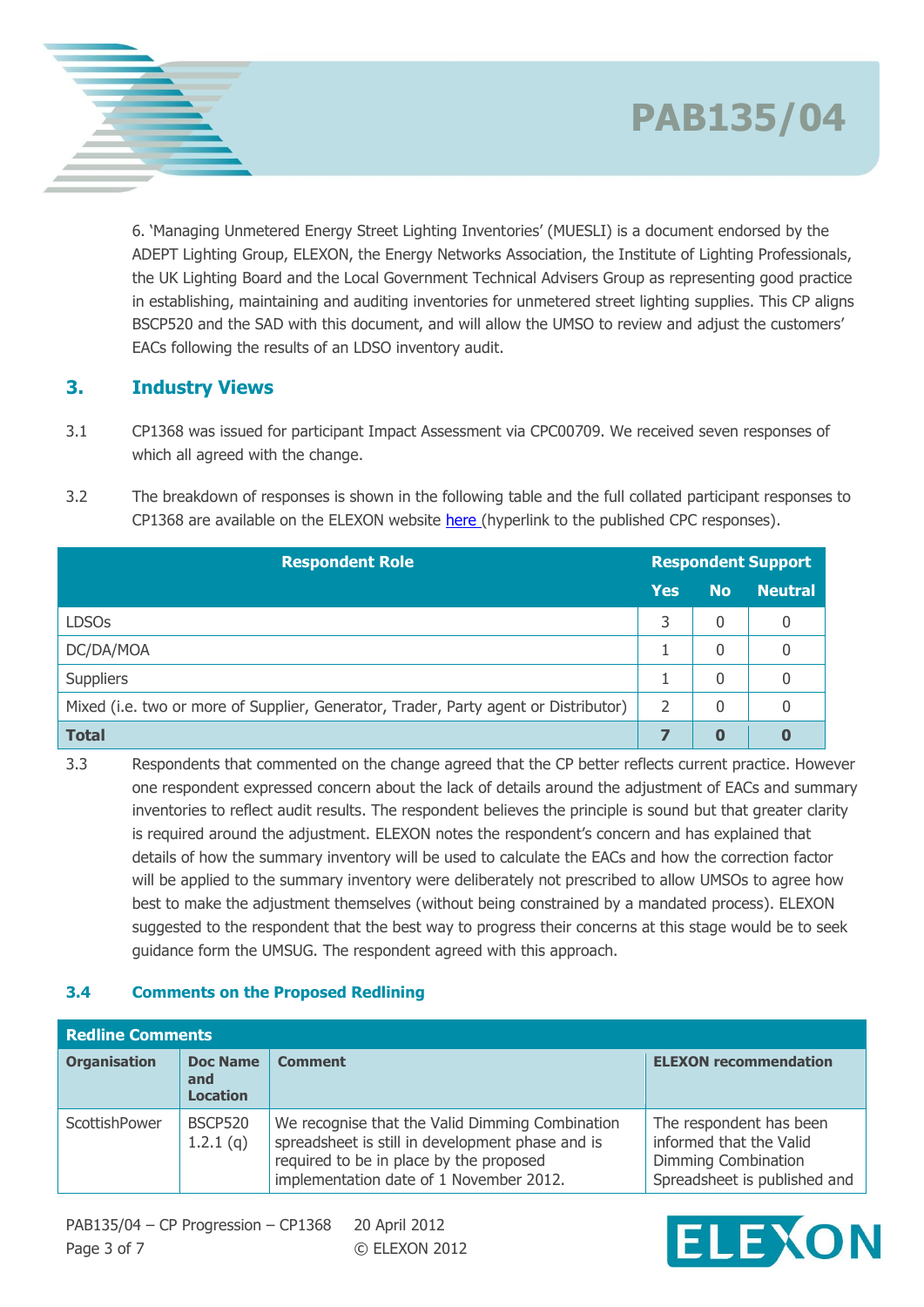6. 'Managing Unmetered Energy Street Lighting Inventories' (MUESLI) is a document endorsed by the ADEPT Lighting Group, ELEXON, the Energy Networks Association, the Institute of Lighting Professionals, the UK Lighting Board and the Local Government Technical Advisers Group as representing good practice in establishing, maintaining and auditing inventories for unmetered street lighting supplies. This CP aligns BSCP520 and the SAD with this document, and will allow the UMSO to review and adjust the customers' EACs following the results of an LDSO inventory audit.

## 3. Industry Views

3.1 CP1368 was issued for participant Impact Assessment via CPC00709. We received seven responses of which all agreed with the change.

3.2 The breakdown of responses is shown in the following table and the full collated participant responses to CP1368 are available on the ELEXON website here (hyperlink to the published CPC responses).

| Respondent Role | Respondent Support | | |
|---|---|---|---|
| | Yes | No | Neutral |
| LDSOs | 3 | 0 | 0 |
| DC/DA/MOA | 1 | 0 | 0 |
| Suppliers | 1 | 0 | 0 |
| Mixed (i.e. two or more of Supplier, Generator, Trader, Party agent or Distributor) | 2 | 0 | 0 |
| **Total** | **7** | **0** | **0** |

3.3 Respondents that commented on the change agreed that the CP better reflects current practice. However one respondent expressed concern about the lack of details around the adjustment of EACs and summary inventories to reflect audit results. The respondent believes the principle is sound but that greater clarity is required around the adjustment. ELEXON notes the respondent's concern and has explained that details of how the summary inventory will be used to calculate the EACs and how the correction factor will be applied to the summary inventory were deliberately not prescribed to allow UMSOs to agree how best to make the adjustment themselves (without being constrained by a mandated process). ELEXON suggested to the respondent that the best way to progress their concerns at this stage would be to seek guidance form the UMSUG. The respondent agreed with this approach.

### 3.4 Comments on the Proposed Redlining

| Redline Comments | | | |
|---|---|---|---|
| **Organisation** | **Doc Name and Location** | **Comment** | **ELEXON recommendation** |
| ScottishPower | BSCP520 1.2.1 (q) | We recognise that the Valid Dimming Combination spreadsheet is still in development phase and is required to be in place by the proposed implementation date of 1 November 2012. | The respondent has been informed that the Valid Dimming Combination Spreadsheet is published and |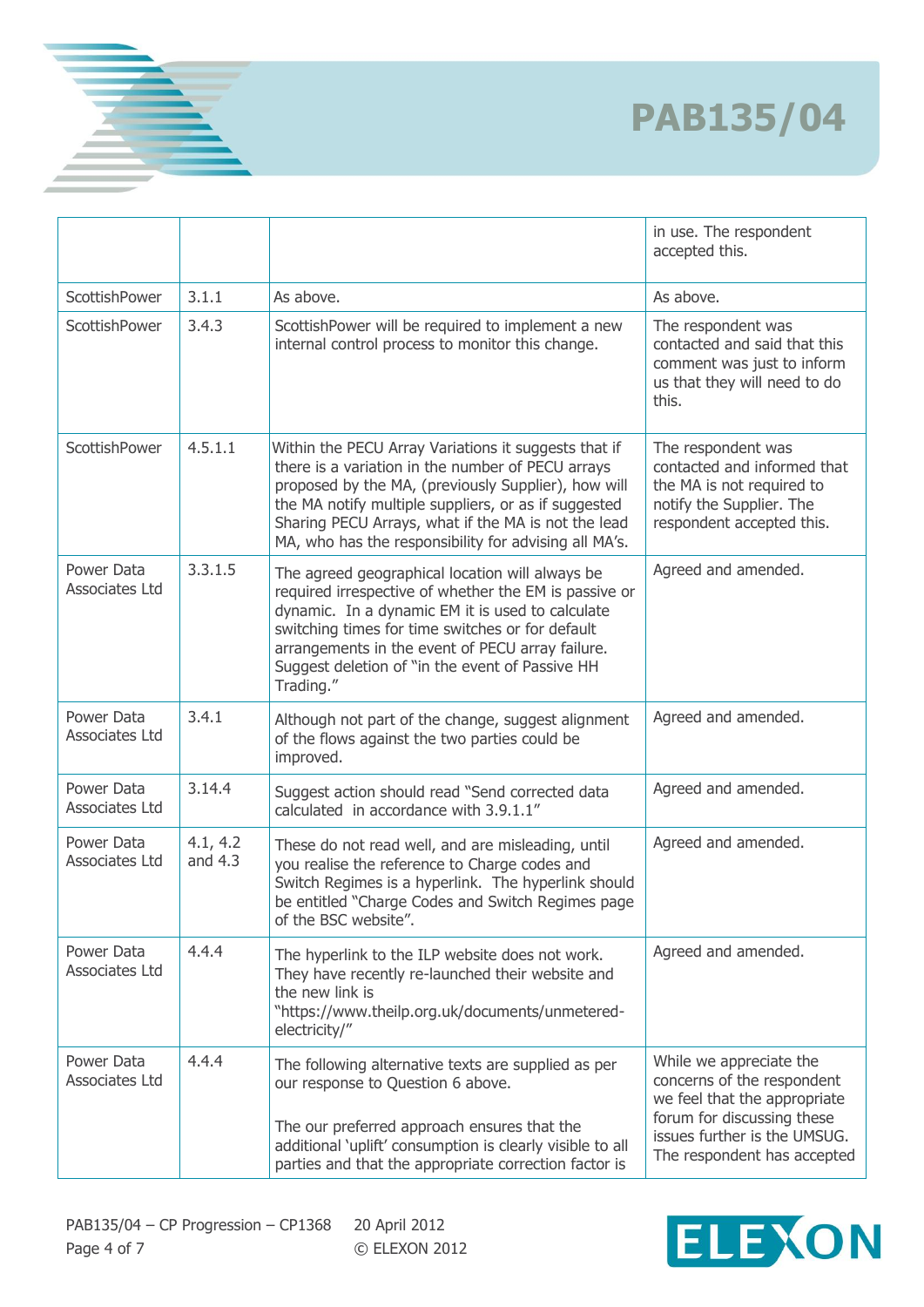| | | | |
|---|---|---|---|
| | | | in use. The respondent accepted this. |
| ScottishPower | 3.1.1 | As above. | As above. |
| ScottishPower | 3.4.3 | ScottishPower will be required to implement a new internal control process to monitor this change. | The respondent was contacted and said that this comment was just to inform us that they will need to do this. |
| ScottishPower | 4.5.1.1 | Within the PECU Array Variations it suggests that if there is a variation in the number of PECU arrays proposed by the MA, (previously Supplier), how will the MA notify multiple suppliers, or as if suggested Sharing PECU Arrays, what if the MA is not the lead MA, who has the responsibility for advising all MA's. | The respondent was contacted and informed that the MA is not required to notify the Supplier. The respondent accepted this. |
| Power Data Associates Ltd | 3.3.1.5 | The agreed geographical location will always be required irrespective of whether the EM is passive or dynamic. In a dynamic EM it is used to calculate switching times for time switches or for default arrangements in the event of PECU array failure. Suggest deletion of "in the event of Passive HH Trading." | Agreed and amended. |
| Power Data Associates Ltd | 3.4.1 | Although not part of the change, suggest alignment of the flows against the two parties could be improved. | Agreed and amended. |
| Power Data Associates Ltd | 3.14.4 | Suggest action should read "Send corrected data calculated in accordance with 3.9.1.1" | Agreed and amended. |
| Power Data Associates Ltd | 4.1, 4.2 and 4.3 | These do not read well, and are misleading, until you realise the reference to Charge codes and Switch Regimes is a hyperlink. The hyperlink should be entitled "Charge Codes and Switch Regimes page of the BSC website". | Agreed and amended. |
| Power Data Associates Ltd | 4.4.4 | The hyperlink to the ILP website does not work. They have recently re-launched their website and the new link is "https://www.theilp.org.uk/documents/unmetered-electricity/" | Agreed and amended. |
| Power Data Associates Ltd | 4.4.4 | The following alternative texts are supplied as per our response to Question 6 above.<br><br>The our preferred approach ensures that the additional 'uplift' consumption is clearly visible to all parties and that the appropriate correction factor is | While we appreciate the concerns of the respondent we feel that the appropriate forum for discussing these issues further is the UMSUG. The respondent has accepted |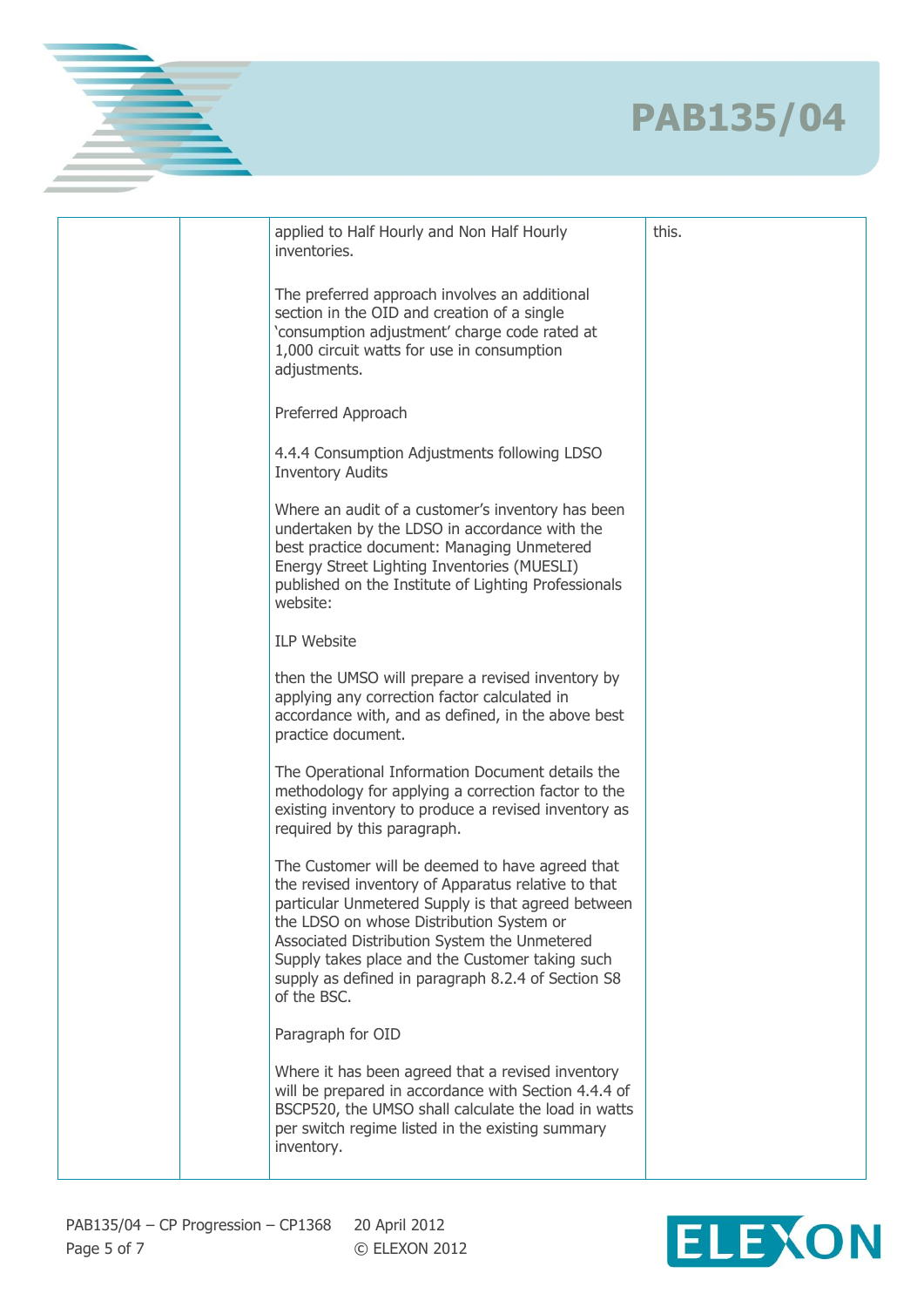| | | applied to Half Hourly and Non Half Hourly inventories.<br><br>The preferred approach involves an additional section in the OID and creation of a single 'consumption adjustment' charge code rated at 1,000 circuit watts for use in consumption adjustments.<br><br>Preferred Approach<br><br>4.4.4 Consumption Adjustments following LDSO Inventory Audits<br><br>Where an audit of a customer's inventory has been undertaken by the LDSO in accordance with the best practice document: Managing Unmetered Energy Street Lighting Inventories (MUESLI) published on the Institute of Lighting Professionals website:<br><br>ILP Website<br><br>then the UMSO will prepare a revised inventory by applying any correction factor calculated in accordance with, and as defined, in the above best practice document.<br><br>The Operational Information Document details the methodology for applying a correction factor to the existing inventory to produce a revised inventory as required by this paragraph.<br><br>The Customer will be deemed to have agreed that the revised inventory of Apparatus relative to that particular Unmetered Supply is that agreed between the LDSO on whose Distribution System or Associated Distribution System the Unmetered Supply takes place and the Customer taking such supply as defined in paragraph 8.2.4 of Section S8 of the BSC.<br><br>Paragraph for OID<br><br>Where it has been agreed that a revised inventory will be prepared in accordance with Section 4.4.4 of BSCP520, the UMSO shall calculate the load in watts per switch regime listed in the existing summary inventory. | this. |
|---|---|---|---|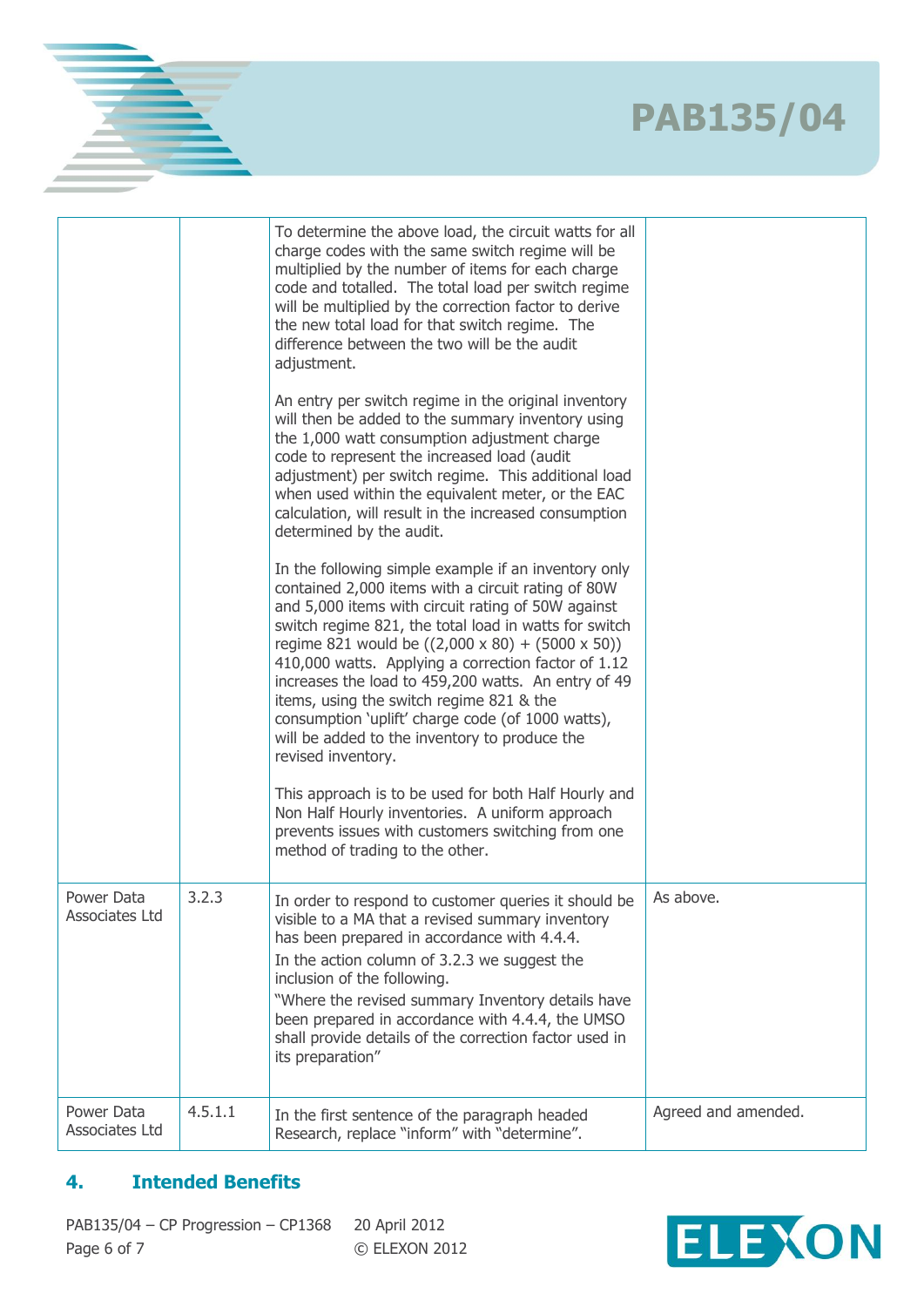| | | | |
|---|---|---|---|
| | | To determine the above load, the circuit watts for all charge codes with the same switch regime will be multiplied by the number of items for each charge code and totalled. The total load per switch regime will be multiplied by the correction factor to derive the new total load for that switch regime. The difference between the two will be the audit adjustment.<br><br>An entry per switch regime in the original inventory will then be added to the summary inventory using the 1,000 watt consumption adjustment charge code to represent the increased load (audit adjustment) per switch regime. This additional load when used within the equivalent meter, or the EAC calculation, will result in the increased consumption determined by the audit.<br><br>In the following simple example if an inventory only contained 2,000 items with a circuit rating of 80W and 5,000 items with circuit rating of 50W against switch regime 821, the total load in watts for switch regime 821 would be ((2,000 x 80) + (5000 x 50)) 410,000 watts. Applying a correction factor of 1.12 increases the load to 459,200 watts. An entry of 49 items, using the switch regime 821 & the consumption 'uplift' charge code (of 1000 watts), will be added to the inventory to produce the revised inventory.<br><br>This approach is to be used for both Half Hourly and Non Half Hourly inventories. A uniform approach prevents issues with customers switching from one method of trading to the other. | |
| Power Data Associates Ltd | 3.2.3 | In order to respond to customer queries it should be visible to a MA that a revised summary inventory has been prepared in accordance with 4.4.4.<br>In the action column of 3.2.3 we suggest the inclusion of the following.<br>"Where the revised summary Inventory details have been prepared in accordance with 4.4.4, the UMSO shall provide details of the correction factor used in its preparation" | As above. |
| Power Data Associates Ltd | 4.5.1.1 | In the first sentence of the paragraph headed Research, replace "inform" with "determine". | Agreed and amended. |

## 4. Intended Benefits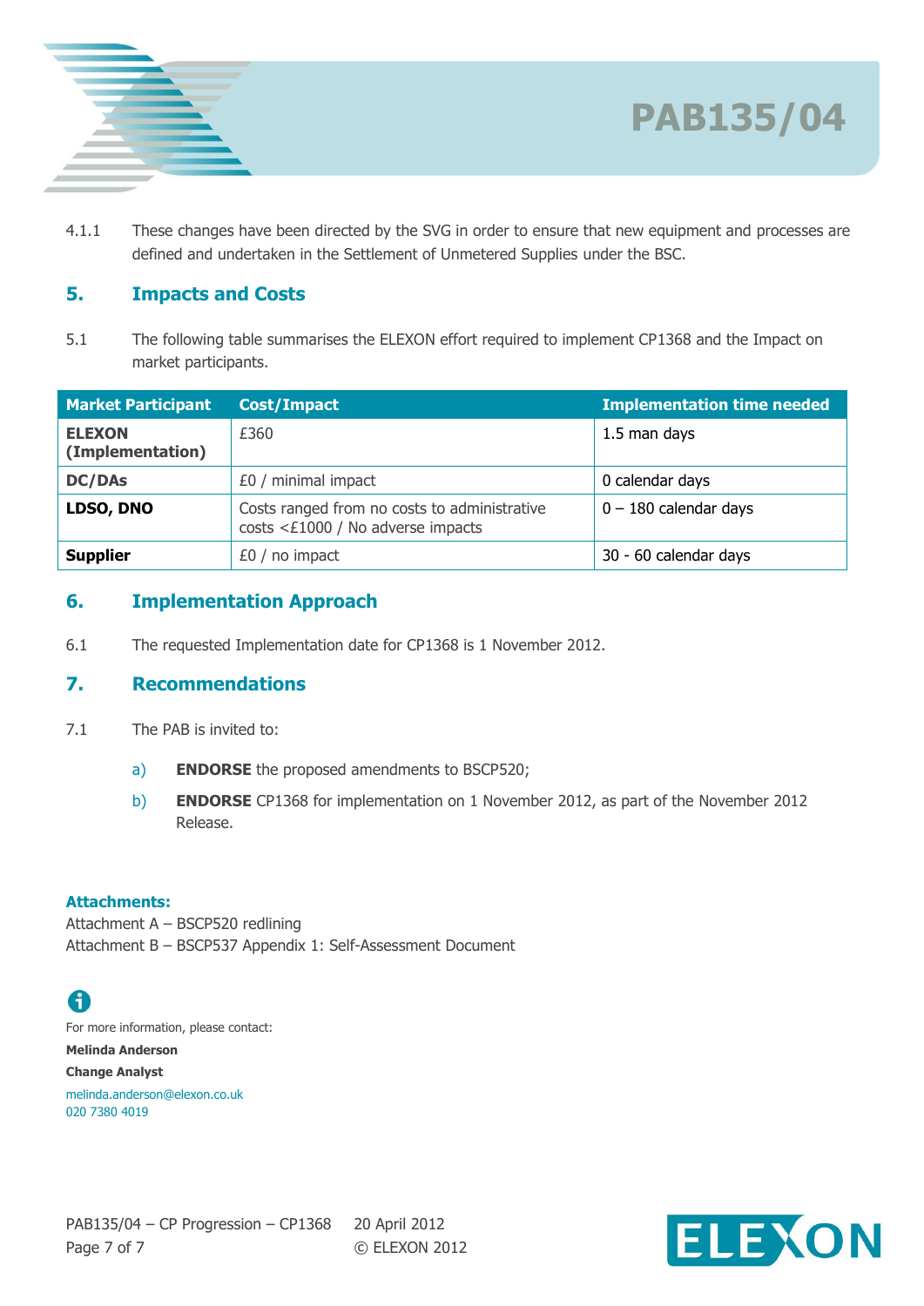4.1.1 These changes have been directed by the SVG in order to ensure that new equipment and processes are defined and undertaken in the Settlement of Unmetered Supplies under the BSC.

## 5. Impacts and Costs

5.1 The following table summarises the ELEXON effort required to implement CP1368 and the Impact on market participants.

| Market Participant | Cost/Impact | Implementation time needed |
|---|---|---|
| **ELEXON (Implementation)** | £360 | 1.5 man days |
| **DC/DAs** | £0 / minimal impact | 0 calendar days |
| **LDSO, DNO** | Costs ranged from no costs to administrative costs <£1000 / No adverse impacts | 0 – 180 calendar days |
| **Supplier** | £0 / no impact | 30 - 60 calendar days |

## 6. Implementation Approach

6.1 The requested Implementation date for CP1368 is 1 November 2012.

## 7. Recommendations

7.1 The PAB is invited to:

a) **ENDORSE** the proposed amendments to BSCP520;

b) **ENDORSE** CP1368 for implementation on 1 November 2012, as part of the November 2012 Release.

**Attachments:**
Attachment A – BSCP520 redlining
Attachment B – BSCP537 Appendix 1: Self-Assessment Document

For more information, please contact:
**Melinda Anderson**
**Change Analyst**
melinda.anderson@elexon.co.uk
020 7380 4019